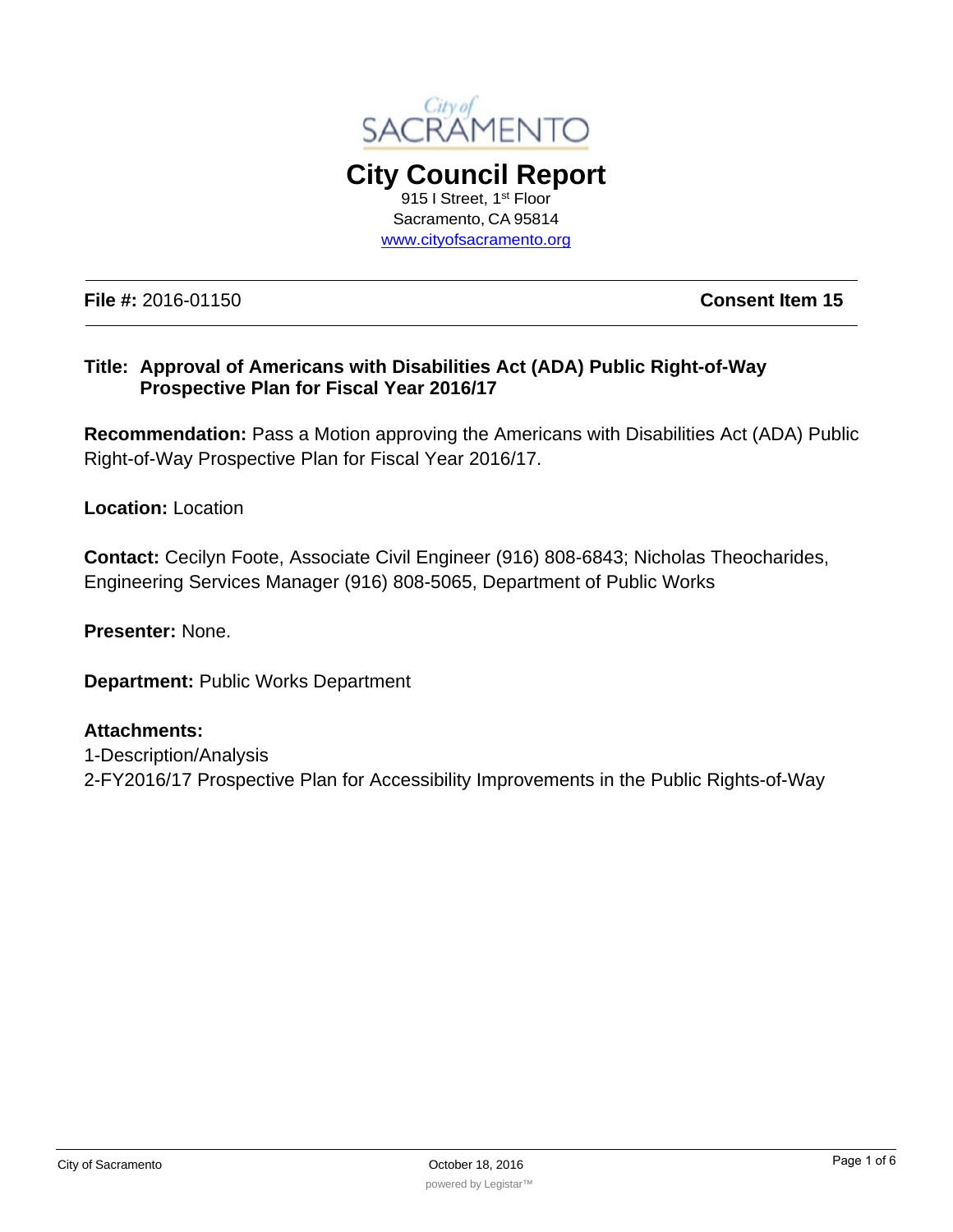City of SACRAMENTO

# City Council Report

915 I Street, 1st Floor
Sacramento, CA 95814
www.cityofsacramento.org

**File #:** 2016-01150 **Consent Item 15**

**Title: Approval of Americans with Disabilities Act (ADA) Public Right-of-Way Prospective Plan for Fiscal Year 2016/17**

**Recommendation:** Pass a Motion approving the Americans with Disabilities Act (ADA) Public Right-of-Way Prospective Plan for Fiscal Year 2016/17.

**Location:** Location

**Contact:** Cecilyn Foote, Associate Civil Engineer (916) 808-6843; Nicholas Theocharides, Engineering Services Manager (916) 808-5065, Department of Public Works

**Presenter:** None.

**Department:** Public Works Department

**Attachments:**
1-Description/Analysis
2-FY2016/17 Prospective Plan for Accessibility Improvements in the Public Rights-of-Way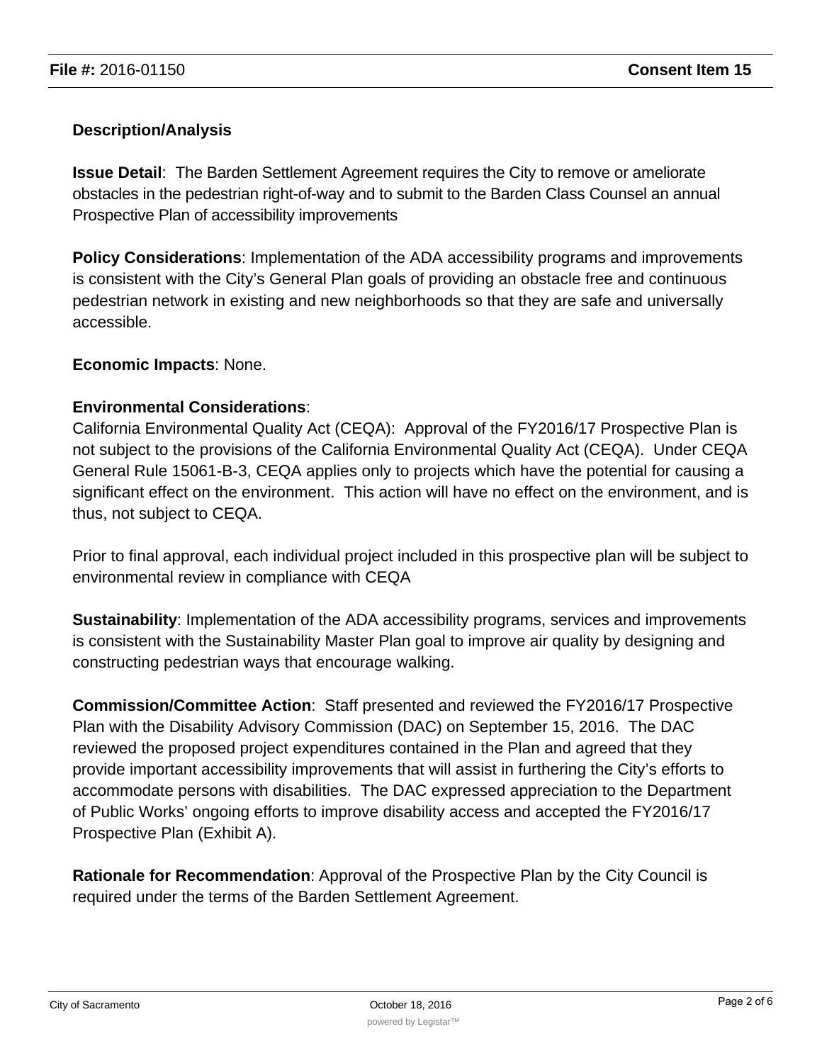### Description/Analysis

**Issue Detail**: The Barden Settlement Agreement requires the City to remove or ameliorate obstacles in the pedestrian right-of-way and to submit to the Barden Class Counsel an annual Prospective Plan of accessibility improvements

**Policy Considerations**: Implementation of the ADA accessibility programs and improvements is consistent with the City's General Plan goals of providing an obstacle free and continuous pedestrian network in existing and new neighborhoods so that they are safe and universally accessible.

**Economic Impacts**: None.

**Environmental Considerations**:
California Environmental Quality Act (CEQA): Approval of the FY2016/17 Prospective Plan is not subject to the provisions of the California Environmental Quality Act (CEQA). Under CEQA General Rule 15061-B-3, CEQA applies only to projects which have the potential for causing a significant effect on the environment. This action will have no effect on the environment, and is thus, not subject to CEQA.

Prior to final approval, each individual project included in this prospective plan will be subject to environmental review in compliance with CEQA

**Sustainability**: Implementation of the ADA accessibility programs, services and improvements is consistent with the Sustainability Master Plan goal to improve air quality by designing and constructing pedestrian ways that encourage walking.

**Commission/Committee Action**: Staff presented and reviewed the FY2016/17 Prospective Plan with the Disability Advisory Commission (DAC) on September 15, 2016. The DAC reviewed the proposed project expenditures contained in the Plan and agreed that they provide important accessibility improvements that will assist in furthering the City's efforts to accommodate persons with disabilities. The DAC expressed appreciation to the Department of Public Works' ongoing efforts to improve disability access and accepted the FY2016/17 Prospective Plan (Exhibit A).

**Rationale for Recommendation**: Approval of the Prospective Plan by the City Council is required under the terms of the Barden Settlement Agreement.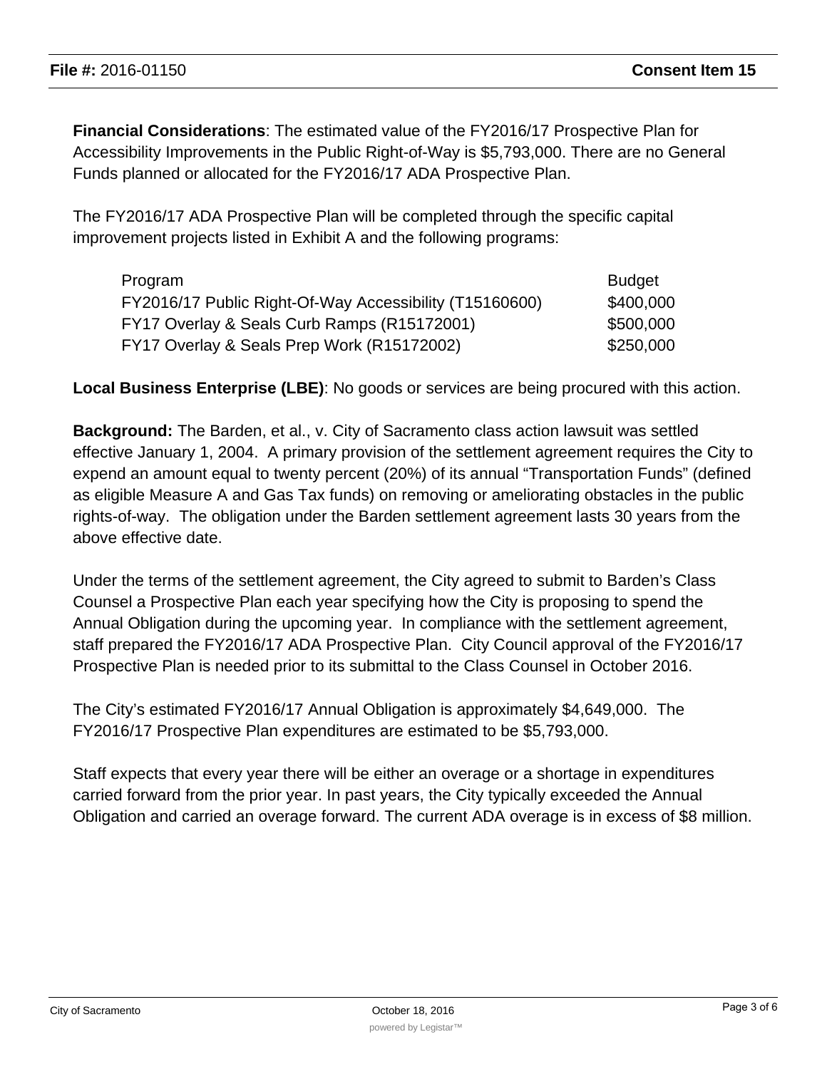**Financial Considerations**: The estimated value of the FY2016/17 Prospective Plan for Accessibility Improvements in the Public Right-of-Way is $5,793,000. There are no General Funds planned or allocated for the FY2016/17 ADA Prospective Plan.

The FY2016/17 ADA Prospective Plan will be completed through the specific capital improvement projects listed in Exhibit A and the following programs:

| Program | Budget |
|---|---|
| FY2016/17 Public Right-Of-Way Accessibility (T15160600) | $400,000 |
| FY17 Overlay & Seals Curb Ramps (R15172001) | $500,000 |
| FY17 Overlay & Seals Prep Work (R15172002) | $250,000 |

**Local Business Enterprise (LBE)**: No goods or services are being procured with this action.

**Background:** The Barden, et al., v. City of Sacramento class action lawsuit was settled effective January 1, 2004. A primary provision of the settlement agreement requires the City to expend an amount equal to twenty percent (20%) of its annual "Transportation Funds" (defined as eligible Measure A and Gas Tax funds) on removing or ameliorating obstacles in the public rights-of-way. The obligation under the Barden settlement agreement lasts 30 years from the above effective date.

Under the terms of the settlement agreement, the City agreed to submit to Barden's Class Counsel a Prospective Plan each year specifying how the City is proposing to spend the Annual Obligation during the upcoming year. In compliance with the settlement agreement, staff prepared the FY2016/17 ADA Prospective Plan. City Council approval of the FY2016/17 Prospective Plan is needed prior to its submittal to the Class Counsel in October 2016.

The City's estimated FY2016/17 Annual Obligation is approximately $4,649,000. The FY2016/17 Prospective Plan expenditures are estimated to be $5,793,000.

Staff expects that every year there will be either an overage or a shortage in expenditures carried forward from the prior year. In past years, the City typically exceeded the Annual Obligation and carried an overage forward. The current ADA overage is in excess of $8 million.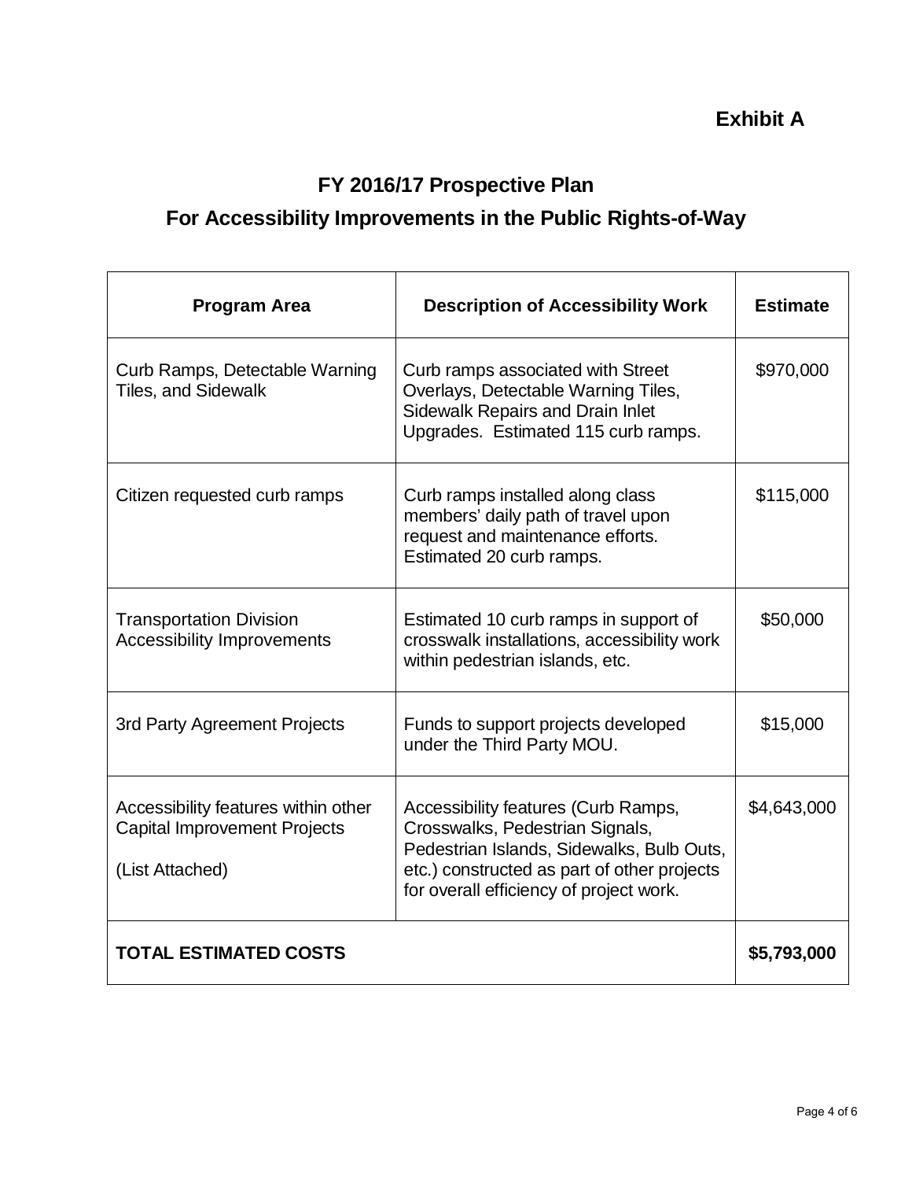**Exhibit A**

# FY 2016/17 Prospective Plan

## For Accessibility Improvements in the Public Rights-of-Way

| Program Area | Description of Accessibility Work | Estimate |
|---|---|---|
| Curb Ramps, Detectable Warning Tiles, and Sidewalk | Curb ramps associated with Street Overlays, Detectable Warning Tiles, Sidewalk Repairs and Drain Inlet Upgrades. Estimated 115 curb ramps. | $970,000 |
| Citizen requested curb ramps | Curb ramps installed along class members' daily path of travel upon request and maintenance efforts. Estimated 20 curb ramps. | $115,000 |
| Transportation Division Accessibility Improvements | Estimated 10 curb ramps in support of crosswalk installations, accessibility work within pedestrian islands, etc. | $50,000 |
| 3rd Party Agreement Projects | Funds to support projects developed under the Third Party MOU. | $15,000 |
| Accessibility features within other Capital Improvement Projects<br><br>(List Attached) | Accessibility features (Curb Ramps, Crosswalks, Pedestrian Signals, Pedestrian Islands, Sidewalks, Bulb Outs, etc.) constructed as part of other projects for overall efficiency of project work. | $4,643,000 |
| **TOTAL ESTIMATED COSTS** | | **$5,793,000** |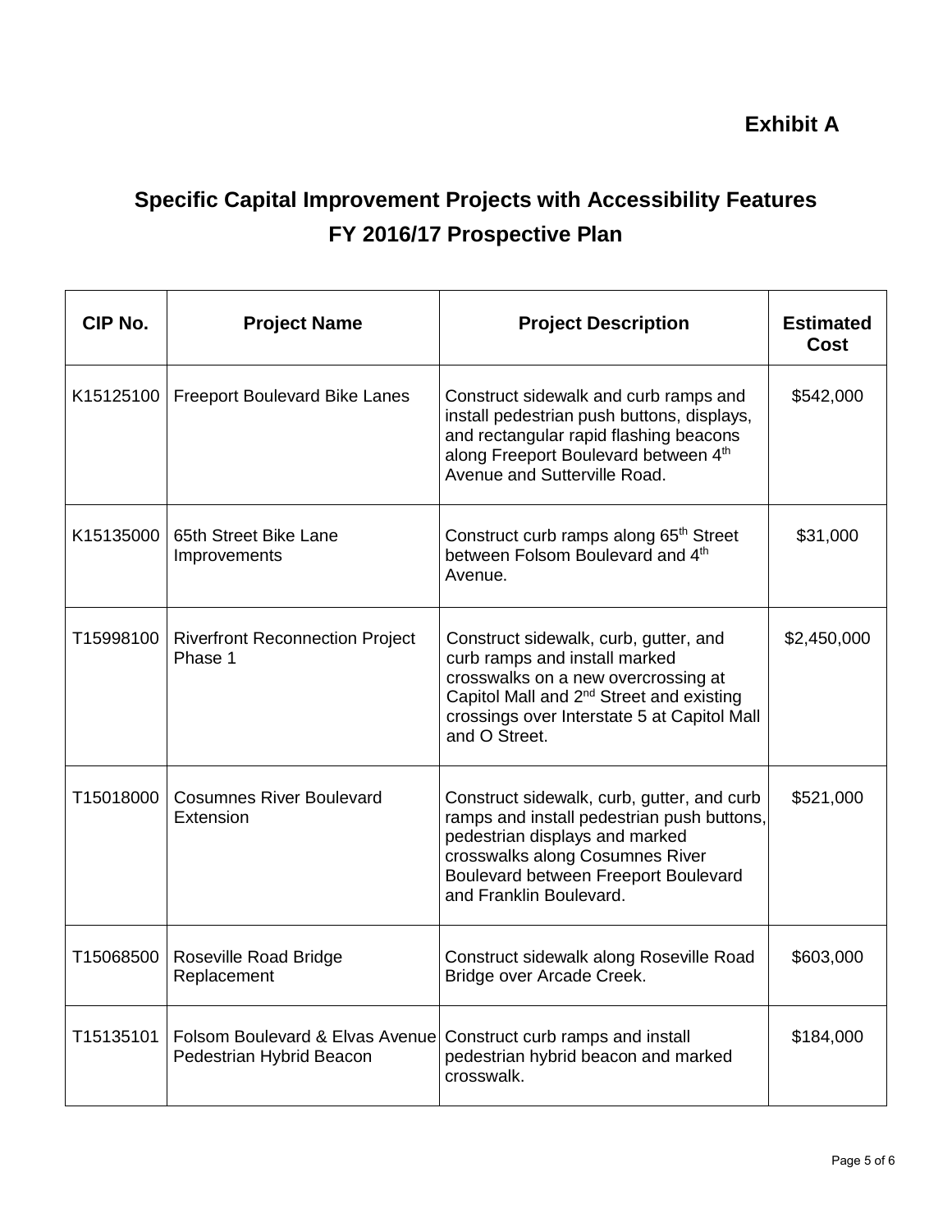**Exhibit A**

## Specific Capital Improvement Projects with Accessibility Features
## FY 2016/17 Prospective Plan

| CIP No. | Project Name | Project Description | Estimated Cost |
|---|---|---|---|
| K15125100 | Freeport Boulevard Bike Lanes | Construct sidewalk and curb ramps and install pedestrian push buttons, displays, and rectangular rapid flashing beacons along Freeport Boulevard between 4th Avenue and Sutterville Road. | $542,000 |
| K15135000 | 65th Street Bike Lane Improvements | Construct curb ramps along 65th Street between Folsom Boulevard and 4th Avenue. | $31,000 |
| T15998100 | Riverfront Reconnection Project Phase 1 | Construct sidewalk, curb, gutter, and curb ramps and install marked crosswalks on a new overcrossing at Capitol Mall and 2nd Street and existing crossings over Interstate 5 at Capitol Mall and O Street. | $2,450,000 |
| T15018000 | Cosumnes River Boulevard Extension | Construct sidewalk, curb, gutter, and curb ramps and install pedestrian push buttons, pedestrian displays and marked crosswalks along Cosumnes River Boulevard between Freeport Boulevard and Franklin Boulevard. | $521,000 |
| T15068500 | Roseville Road Bridge Replacement | Construct sidewalk along Roseville Road Bridge over Arcade Creek. | $603,000 |
| T15135101 | Folsom Boulevard & Elvas Avenue Pedestrian Hybrid Beacon | Construct curb ramps and install pedestrian hybrid beacon and marked crosswalk. | $184,000 |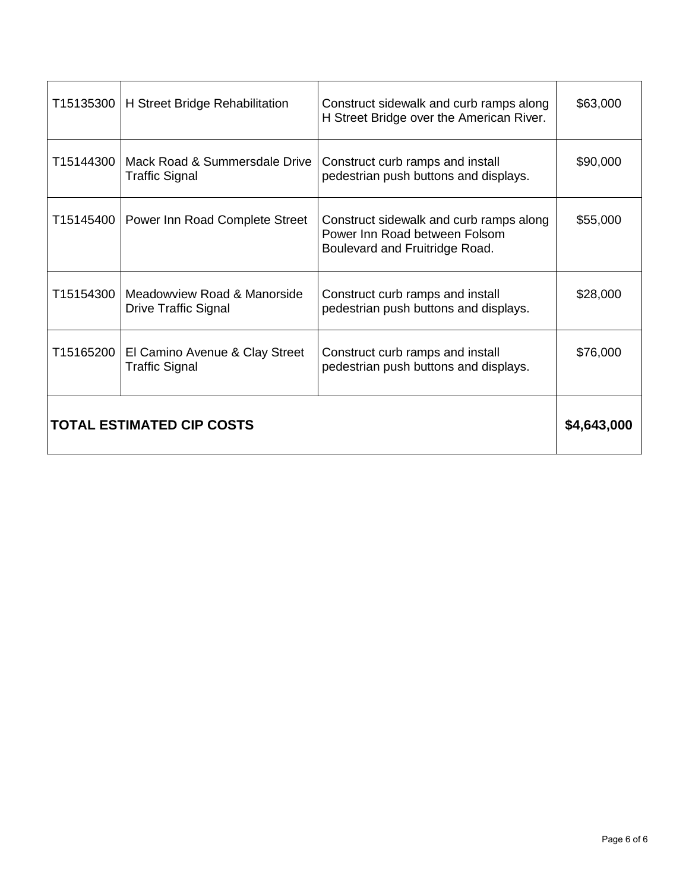| | | | |
|---|---|---|---|
| T15135300 | H Street Bridge Rehabilitation | Construct sidewalk and curb ramps along H Street Bridge over the American River. | $63,000 |
| T15144300 | Mack Road & Summersdale Drive Traffic Signal | Construct curb ramps and install pedestrian push buttons and displays. | $90,000 |
| T15145400 | Power Inn Road Complete Street | Construct sidewalk and curb ramps along Power Inn Road between Folsom Boulevard and Fruitridge Road. | $55,000 |
| T15154300 | Meadowview Road & Manorside Drive Traffic Signal | Construct curb ramps and install pedestrian push buttons and displays. | $28,000 |
| T15165200 | El Camino Avenue & Clay Street Traffic Signal | Construct curb ramps and install pedestrian push buttons and displays. | $76,000 |
| **TOTAL ESTIMATED CIP COSTS** | | | **$4,643,000** |